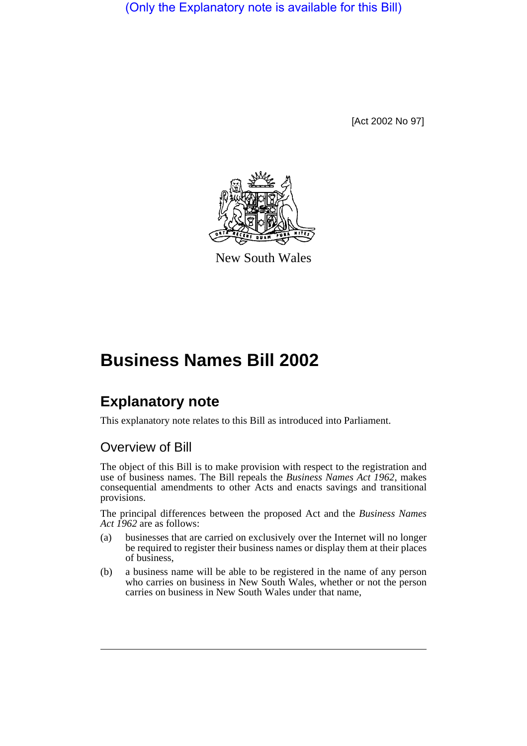(Only the Explanatory note is available for this Bill)

[Act 2002 No 97]

New South Wales

# Business Names Bill 2002

## Explanatory note

This explanatory note relates to this Bill as introduced into Parliament.

### Overview of Bill

The object of this Bill is to make provision with respect to the registration and use of business names. The Bill repeals the *Business Names Act 1962*, makes consequential amendments to other Acts and enacts savings and transitional provisions.

The principal differences between the proposed Act and the *Business Names Act 1962* are as follows:

(a) businesses that are carried on exclusively over the Internet will no longer be required to register their business names or display them at their places of business,

(b) a business name will be able to be registered in the name of any person who carries on business in New South Wales, whether or not the person carries on business in New South Wales under that name,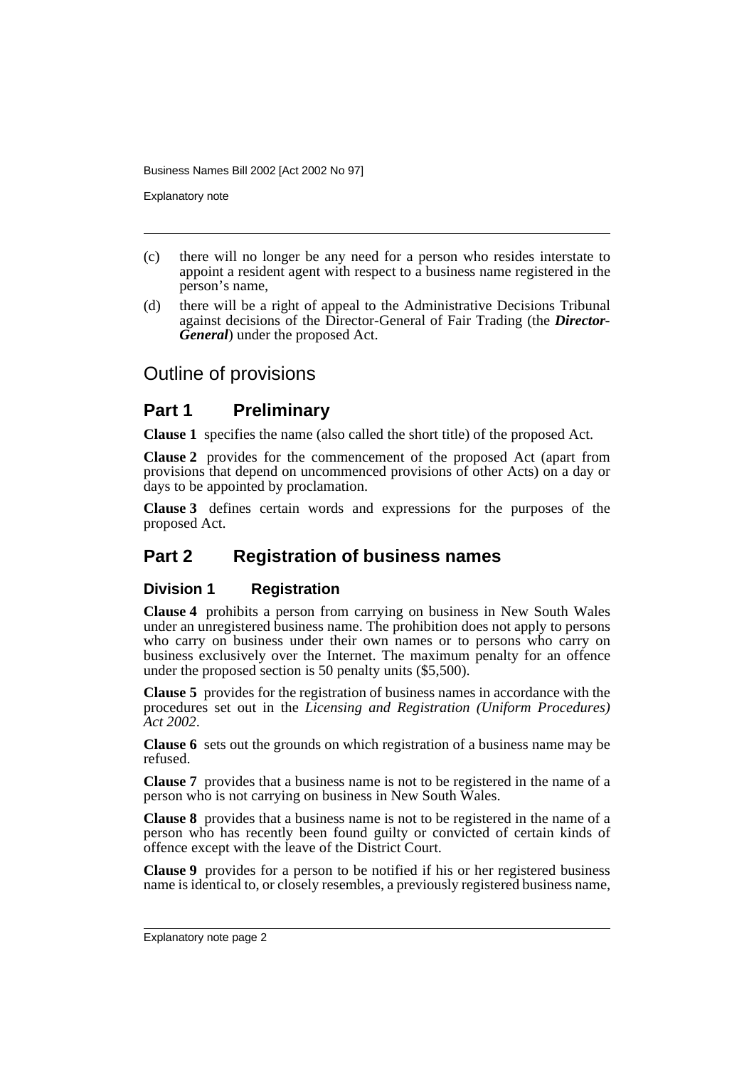(c) there will no longer be any need for a person who resides interstate to appoint a resident agent with respect to a business name registered in the person's name,

(d) there will be a right of appeal to the Administrative Decisions Tribunal against decisions of the Director-General of Fair Trading (the ***Director-General***) under the proposed Act.

## Outline of provisions

## Part 1 Preliminary

**Clause 1** specifies the name (also called the short title) of the proposed Act.

**Clause 2** provides for the commencement of the proposed Act (apart from provisions that depend on uncommenced provisions of other Acts) on a day or days to be appointed by proclamation.

**Clause 3** defines certain words and expressions for the purposes of the proposed Act.

## Part 2 Registration of business names

### Division 1 Registration

**Clause 4** prohibits a person from carrying on business in New South Wales under an unregistered business name. The prohibition does not apply to persons who carry on business under their own names or to persons who carry on business exclusively over the Internet. The maximum penalty for an offence under the proposed section is 50 penalty units ($5,500).

**Clause 5** provides for the registration of business names in accordance with the procedures set out in the *Licensing and Registration (Uniform Procedures) Act 2002*.

**Clause 6** sets out the grounds on which registration of a business name may be refused.

**Clause 7** provides that a business name is not to be registered in the name of a person who is not carrying on business in New South Wales.

**Clause 8** provides that a business name is not to be registered in the name of a person who has recently been found guilty or convicted of certain kinds of offence except with the leave of the District Court.

**Clause 9** provides for a person to be notified if his or her registered business name is identical to, or closely resembles, a previously registered business name,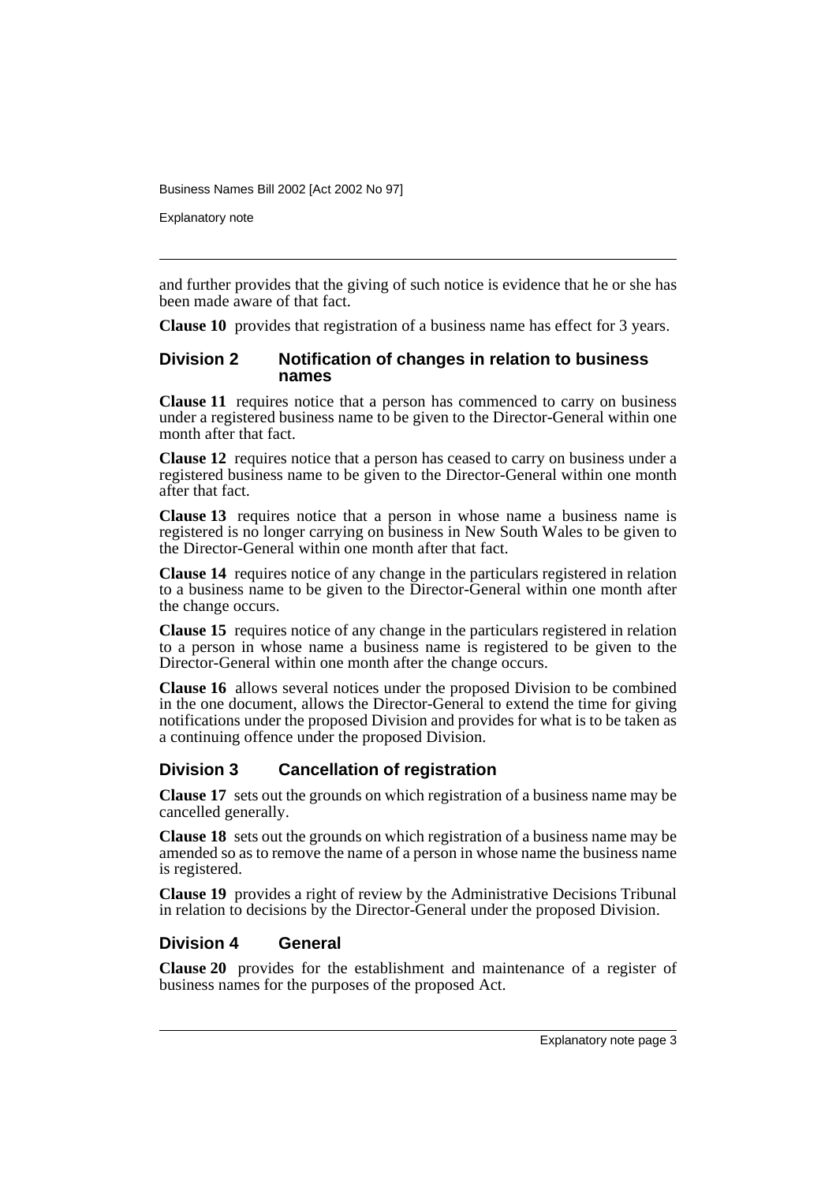and further provides that the giving of such notice is evidence that he or she has been made aware of that fact.

**Clause 10** provides that registration of a business name has effect for 3 years.

### Division 2 Notification of changes in relation to business names

**Clause 11** requires notice that a person has commenced to carry on business under a registered business name to be given to the Director-General within one month after that fact.

**Clause 12** requires notice that a person has ceased to carry on business under a registered business name to be given to the Director-General within one month after that fact.

**Clause 13** requires notice that a person in whose name a business name is registered is no longer carrying on business in New South Wales to be given to the Director-General within one month after that fact.

**Clause 14** requires notice of any change in the particulars registered in relation to a business name to be given to the Director-General within one month after the change occurs.

**Clause 15** requires notice of any change in the particulars registered in relation to a person in whose name a business name is registered to be given to the Director-General within one month after the change occurs.

**Clause 16** allows several notices under the proposed Division to be combined in the one document, allows the Director-General to extend the time for giving notifications under the proposed Division and provides for what is to be taken as a continuing offence under the proposed Division.

### Division 3 Cancellation of registration

**Clause 17** sets out the grounds on which registration of a business name may be cancelled generally.

**Clause 18** sets out the grounds on which registration of a business name may be amended so as to remove the name of a person in whose name the business name is registered.

**Clause 19** provides a right of review by the Administrative Decisions Tribunal in relation to decisions by the Director-General under the proposed Division.

### Division 4 General

**Clause 20** provides for the establishment and maintenance of a register of business names for the purposes of the proposed Act.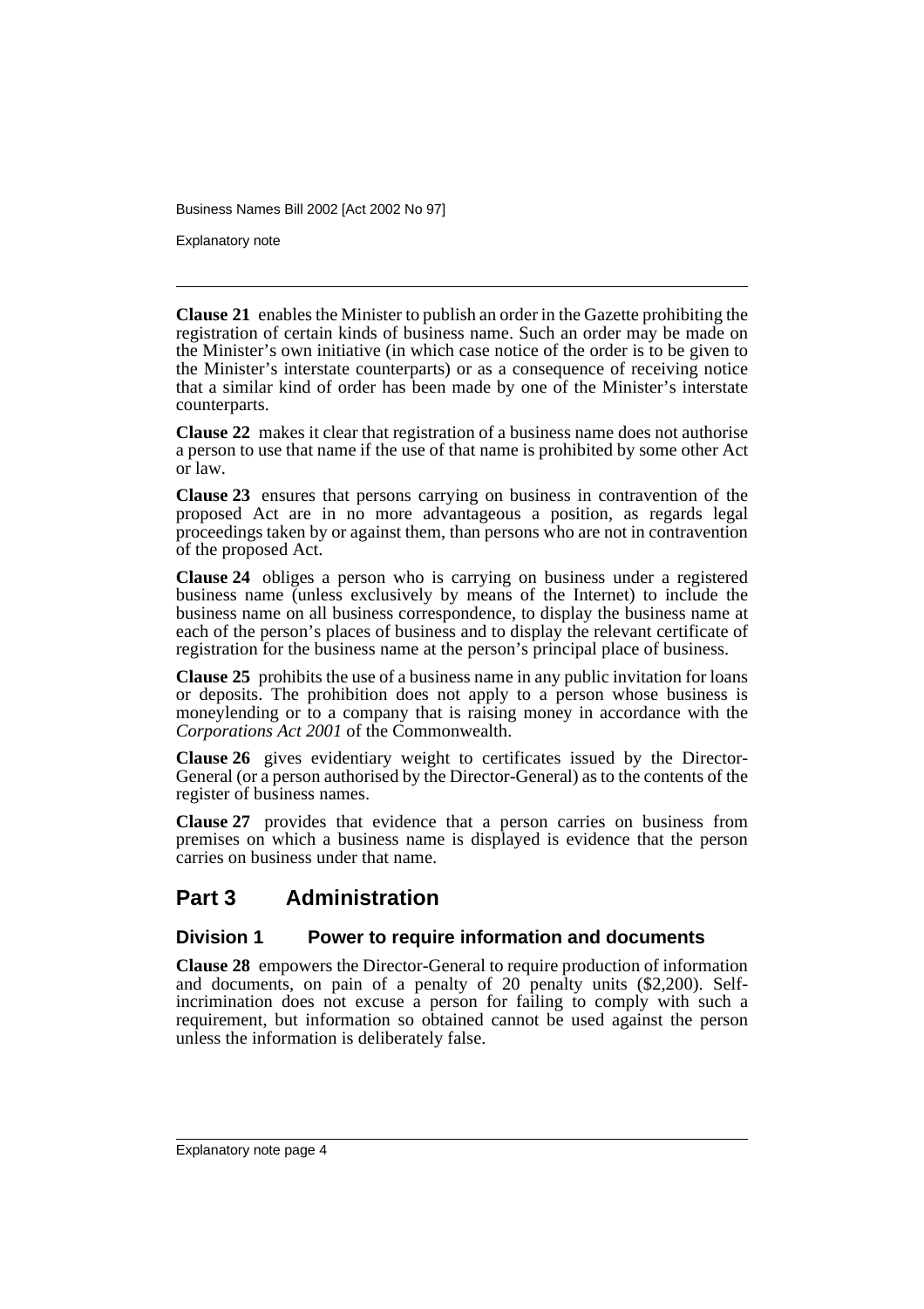**Clause 21** enables the Minister to publish an order in the Gazette prohibiting the registration of certain kinds of business name. Such an order may be made on the Minister's own initiative (in which case notice of the order is to be given to the Minister's interstate counterparts) or as a consequence of receiving notice that a similar kind of order has been made by one of the Minister's interstate counterparts.

**Clause 22** makes it clear that registration of a business name does not authorise a person to use that name if the use of that name is prohibited by some other Act or law.

**Clause 23** ensures that persons carrying on business in contravention of the proposed Act are in no more advantageous a position, as regards legal proceedings taken by or against them, than persons who are not in contravention of the proposed Act.

**Clause 24** obliges a person who is carrying on business under a registered business name (unless exclusively by means of the Internet) to include the business name on all business correspondence, to display the business name at each of the person's places of business and to display the relevant certificate of registration for the business name at the person's principal place of business.

**Clause 25** prohibits the use of a business name in any public invitation for loans or deposits. The prohibition does not apply to a person whose business is moneylending or to a company that is raising money in accordance with the *Corporations Act 2001* of the Commonwealth.

**Clause 26** gives evidentiary weight to certificates issued by the Director-General (or a person authorised by the Director-General) as to the contents of the register of business names.

**Clause 27** provides that evidence that a person carries on business from premises on which a business name is displayed is evidence that the person carries on business under that name.

## Part 3 Administration

### Division 1 Power to require information and documents

**Clause 28** empowers the Director-General to require production of information and documents, on pain of a penalty of 20 penalty units ($2,200). Self-incrimination does not excuse a person for failing to comply with such a requirement, but information so obtained cannot be used against the person unless the information is deliberately false.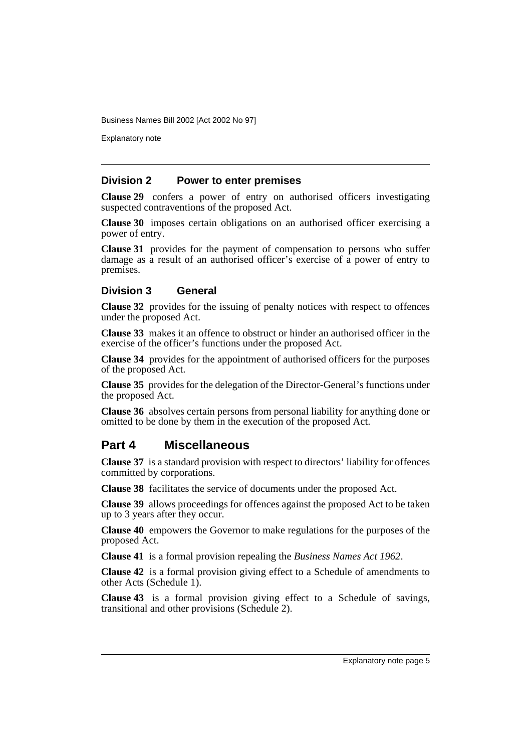### Division 2 Power to enter premises

**Clause 29** confers a power of entry on authorised officers investigating suspected contraventions of the proposed Act.

**Clause 30** imposes certain obligations on an authorised officer exercising a power of entry.

**Clause 31** provides for the payment of compensation to persons who suffer damage as a result of an authorised officer's exercise of a power of entry to premises.

### Division 3 General

**Clause 32** provides for the issuing of penalty notices with respect to offences under the proposed Act.

**Clause 33** makes it an offence to obstruct or hinder an authorised officer in the exercise of the officer's functions under the proposed Act.

**Clause 34** provides for the appointment of authorised officers for the purposes of the proposed Act.

**Clause 35** provides for the delegation of the Director-General's functions under the proposed Act.

**Clause 36** absolves certain persons from personal liability for anything done or omitted to be done by them in the execution of the proposed Act.

## Part 4 Miscellaneous

**Clause 37** is a standard provision with respect to directors' liability for offences committed by corporations.

**Clause 38** facilitates the service of documents under the proposed Act.

**Clause 39** allows proceedings for offences against the proposed Act to be taken up to 3 years after they occur.

**Clause 40** empowers the Governor to make regulations for the purposes of the proposed Act.

**Clause 41** is a formal provision repealing the *Business Names Act 1962*.

**Clause 42** is a formal provision giving effect to a Schedule of amendments to other Acts (Schedule 1).

**Clause 43** is a formal provision giving effect to a Schedule of savings, transitional and other provisions (Schedule 2).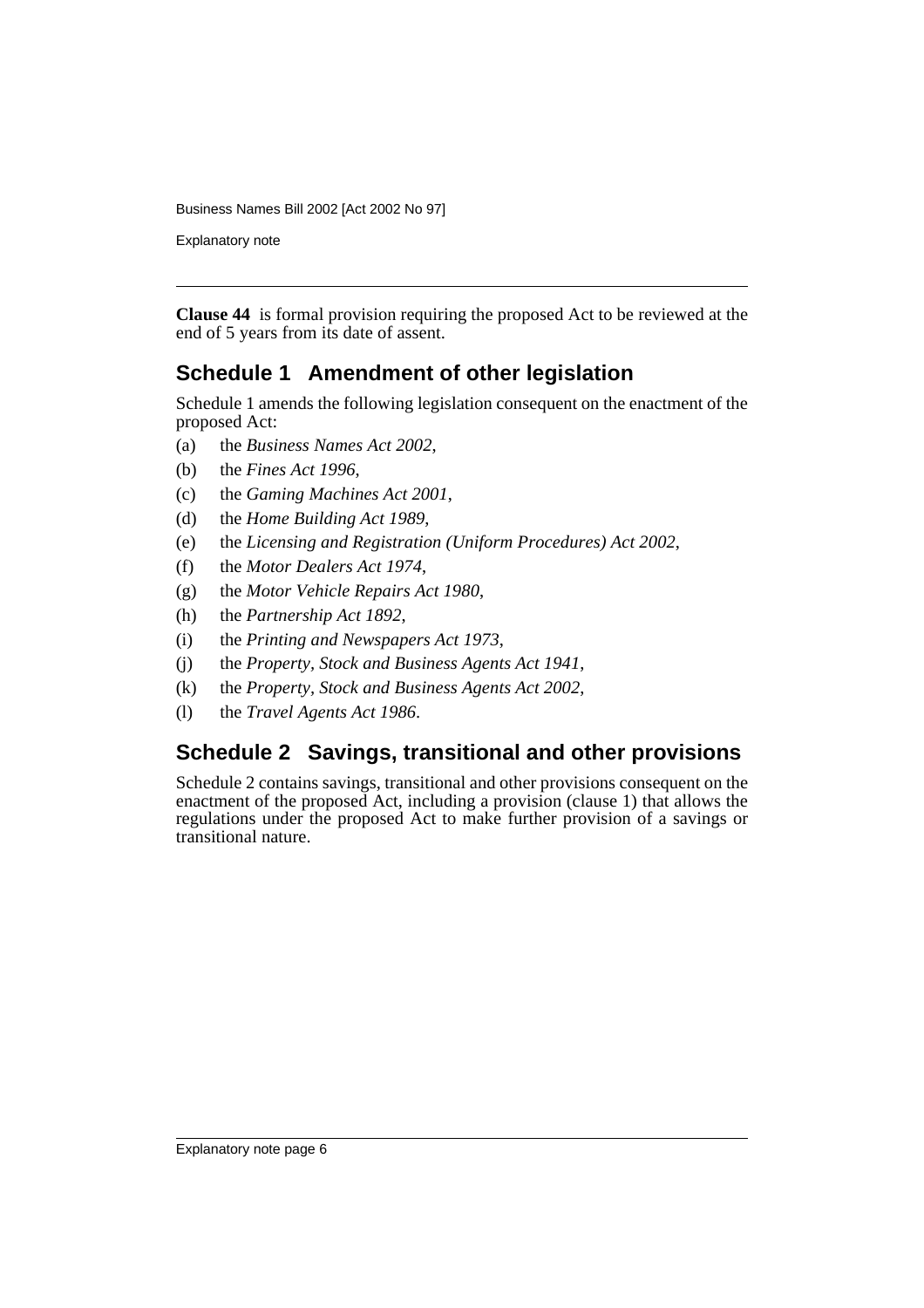**Clause 44** is formal provision requiring the proposed Act to be reviewed at the end of 5 years from its date of assent.

## Schedule 1 Amendment of other legislation

Schedule 1 amends the following legislation consequent on the enactment of the proposed Act:

(a) the *Business Names Act 2002*,

(b) the *Fines Act 1996*,

(c) the *Gaming Machines Act 2001*,

(d) the *Home Building Act 1989*,

(e) the *Licensing and Registration (Uniform Procedures) Act 2002*,

(f) the *Motor Dealers Act 1974*,

(g) the *Motor Vehicle Repairs Act 1980*,

(h) the *Partnership Act 1892*,

(i) the *Printing and Newspapers Act 1973*,

(j) the *Property, Stock and Business Agents Act 1941*,

(k) the *Property, Stock and Business Agents Act 2002*,

(l) the *Travel Agents Act 1986*.

## Schedule 2 Savings, transitional and other provisions

Schedule 2 contains savings, transitional and other provisions consequent on the enactment of the proposed Act, including a provision (clause 1) that allows the regulations under the proposed Act to make further provision of a savings or transitional nature.